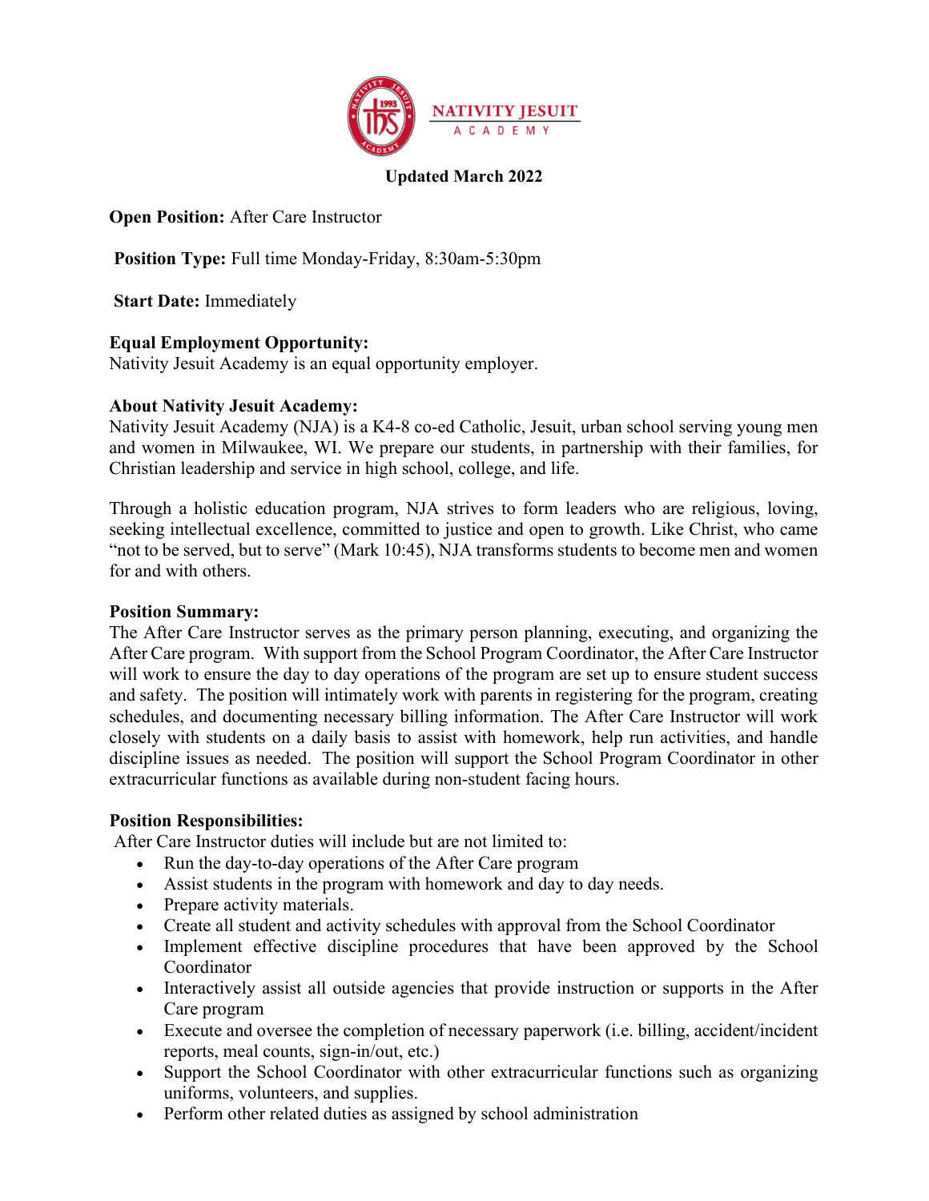**NATIVITY JESUIT ACADEMY**

**Updated March 2022**

**Open Position:** After Care Instructor

**Position Type:** Full time Monday-Friday, 8:30am-5:30pm

**Start Date:** Immediately

**Equal Employment Opportunity:**
Nativity Jesuit Academy is an equal opportunity employer.

**About Nativity Jesuit Academy:**
Nativity Jesuit Academy (NJA) is a K4-8 co-ed Catholic, Jesuit, urban school serving young men and women in Milwaukee, WI. We prepare our students, in partnership with their families, for Christian leadership and service in high school, college, and life.

Through a holistic education program, NJA strives to form leaders who are religious, loving, seeking intellectual excellence, committed to justice and open to growth. Like Christ, who came "not to be served, but to serve" (Mark 10:45), NJA transforms students to become men and women for and with others.

**Position Summary:**
The After Care Instructor serves as the primary person planning, executing, and organizing the After Care program. With support from the School Program Coordinator, the After Care Instructor will work to ensure the day to day operations of the program are set up to ensure student success and safety. The position will intimately work with parents in registering for the program, creating schedules, and documenting necessary billing information. The After Care Instructor will work closely with students on a daily basis to assist with homework, help run activities, and handle discipline issues as needed. The position will support the School Program Coordinator in other extracurricular functions as available during non-student facing hours.

**Position Responsibilities:**
After Care Instructor duties will include but are not limited to:

- Run the day-to-day operations of the After Care program
- Assist students in the program with homework and day to day needs.
- Prepare activity materials.
- Create all student and activity schedules with approval from the School Coordinator
- Implement effective discipline procedures that have been approved by the School Coordinator
- Interactively assist all outside agencies that provide instruction or supports in the After Care program
- Execute and oversee the completion of necessary paperwork (i.e. billing, accident/incident reports, meal counts, sign-in/out, etc.)
- Support the School Coordinator with other extracurricular functions such as organizing uniforms, volunteers, and supplies.
- Perform other related duties as assigned by school administration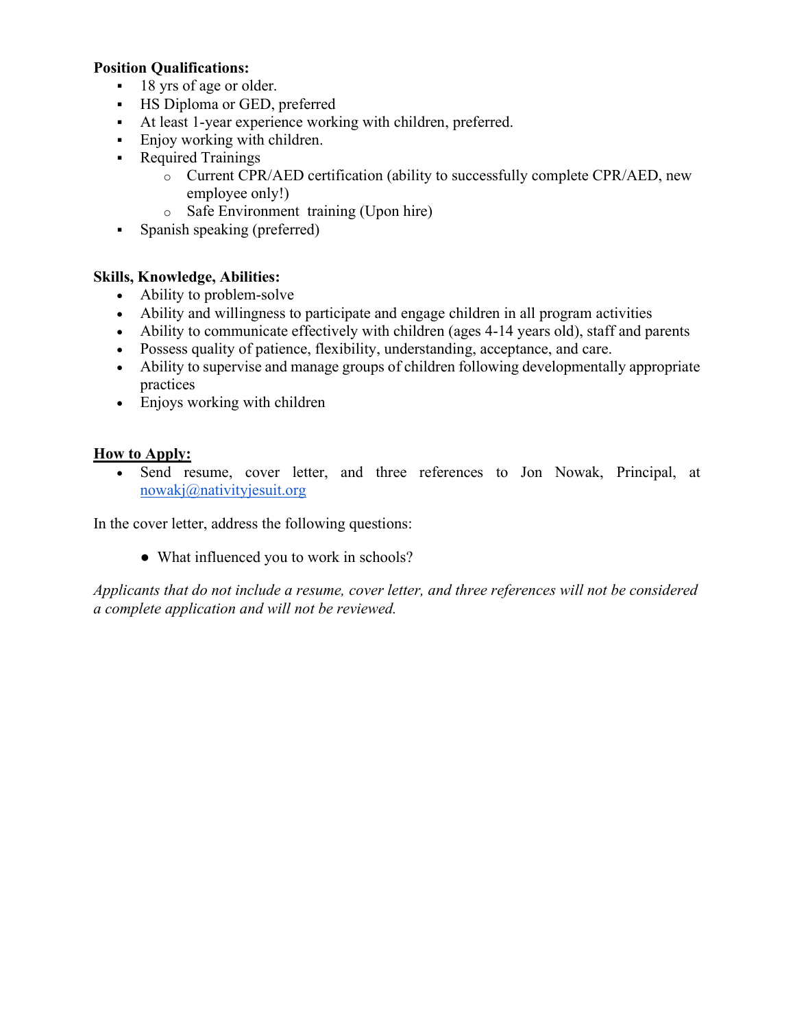**Position Qualifications:**

- 18 yrs of age or older.
- HS Diploma or GED, preferred
- At least 1-year experience working with children, preferred.
- Enjoy working with children.
- Required Trainings
  - Current CPR/AED certification (ability to successfully complete CPR/AED, new employee only!)
  - Safe Environment training (Upon hire)
- Spanish speaking (preferred)

**Skills, Knowledge, Abilities:**

- Ability to problem-solve
- Ability and willingness to participate and engage children in all program activities
- Ability to communicate effectively with children (ages 4-14 years old), staff and parents
- Possess quality of patience, flexibility, understanding, acceptance, and care.
- Ability to supervise and manage groups of children following developmentally appropriate practices
- Enjoys working with children

**How to Apply:**

- Send resume, cover letter, and three references to Jon Nowak, Principal, at nowakj@nativityjesuit.org

In the cover letter, address the following questions:

- What influenced you to work in schools?

*Applicants that do not include a resume, cover letter, and three references will not be considered a complete application and will not be reviewed.*